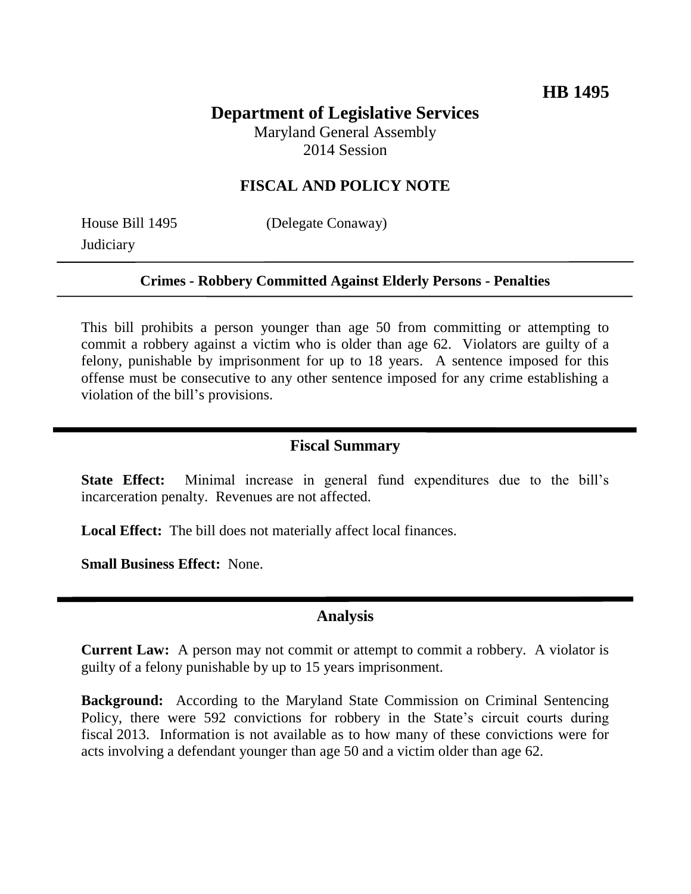**HB 1495**

# Department of Legislative Services

Maryland General Assembly
2014 Session

## FISCAL AND POLICY NOTE

House Bill 1495 (Delegate Conaway)
Judiciary

**Crimes - Robbery Committed Against Elderly Persons - Penalties**

This bill prohibits a person younger than age 50 from committing or attempting to commit a robbery against a victim who is older than age 62. Violators are guilty of a felony, punishable by imprisonment for up to 18 years. A sentence imposed for this offense must be consecutive to any other sentence imposed for any crime establishing a violation of the bill's provisions.

## Fiscal Summary

**State Effect:** Minimal increase in general fund expenditures due to the bill's incarceration penalty. Revenues are not affected.

**Local Effect:** The bill does not materially affect local finances.

**Small Business Effect:** None.

## Analysis

**Current Law:** A person may not commit or attempt to commit a robbery. A violator is guilty of a felony punishable by up to 15 years imprisonment.

**Background:** According to the Maryland State Commission on Criminal Sentencing Policy, there were 592 convictions for robbery in the State's circuit courts during fiscal 2013. Information is not available as to how many of these convictions were for acts involving a defendant younger than age 50 and a victim older than age 62.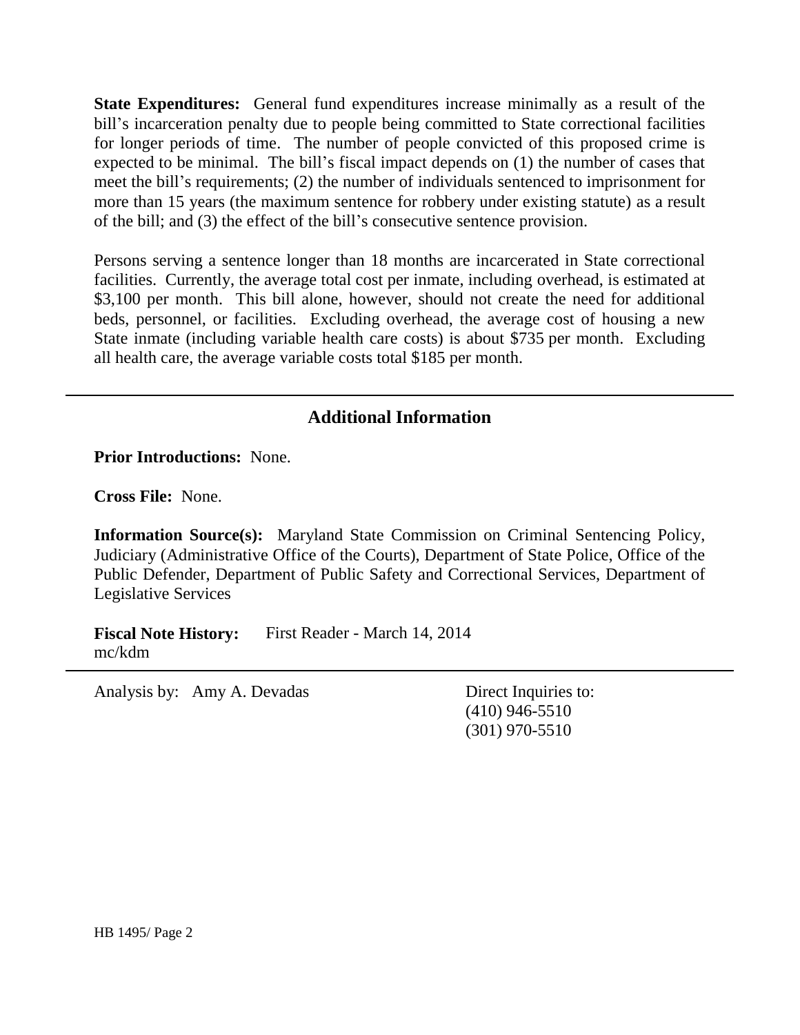**State Expenditures:** General fund expenditures increase minimally as a result of the bill's incarceration penalty due to people being committed to State correctional facilities for longer periods of time. The number of people convicted of this proposed crime is expected to be minimal. The bill's fiscal impact depends on (1) the number of cases that meet the bill's requirements; (2) the number of individuals sentenced to imprisonment for more than 15 years (the maximum sentence for robbery under existing statute) as a result of the bill; and (3) the effect of the bill's consecutive sentence provision.

Persons serving a sentence longer than 18 months are incarcerated in State correctional facilities. Currently, the average total cost per inmate, including overhead, is estimated at $3,100 per month. This bill alone, however, should not create the need for additional beds, personnel, or facilities. Excluding overhead, the average cost of housing a new State inmate (including variable health care costs) is about $735 per month. Excluding all health care, the average variable costs total $185 per month.

## Additional Information

**Prior Introductions:** None.

**Cross File:** None.

**Information Source(s):** Maryland State Commission on Criminal Sentencing Policy, Judiciary (Administrative Office of the Courts), Department of State Police, Office of the Public Defender, Department of Public Safety and Correctional Services, Department of Legislative Services

**Fiscal Note History:** First Reader - March 14, 2014
mc/kdm

Analysis by: Amy A. Devadas

Direct Inquiries to:
(410) 946-5510
(301) 970-5510